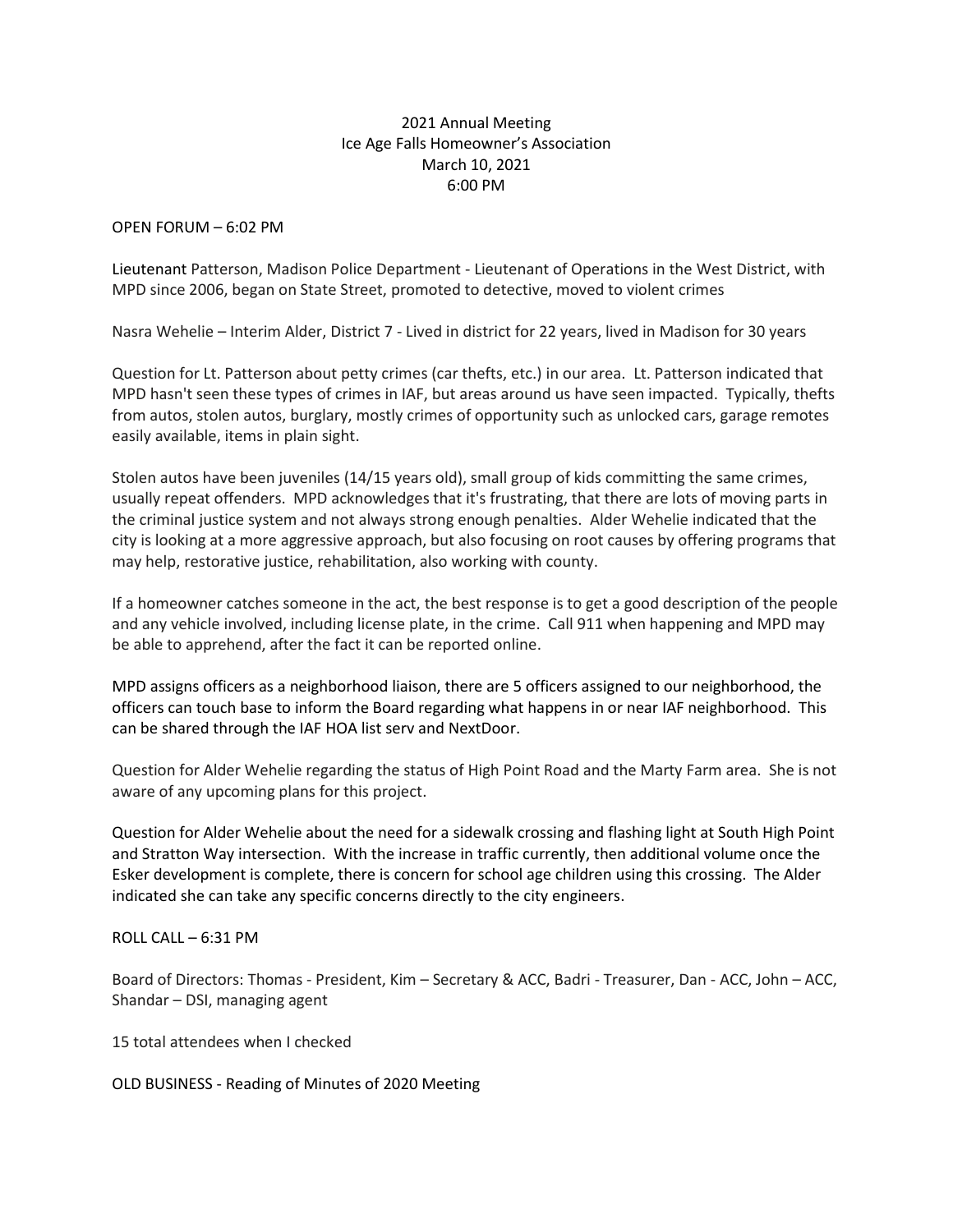# 2021 Annual Meeting
## Ice Age Falls Homeowner's Association
March 10, 2021
6:00 PM

OPEN FORUM – 6:02 PM

Lieutenant Patterson, Madison Police Department - Lieutenant of Operations in the West District, with MPD since 2006, began on State Street, promoted to detective, moved to violent crimes

Nasra Wehelie – Interim Alder, District 7 - Lived in district for 22 years, lived in Madison for 30 years

Question for Lt. Patterson about petty crimes (car thefts, etc.) in our area. Lt. Patterson indicated that MPD hasn't seen these types of crimes in IAF, but areas around us have seen impacted. Typically, thefts from autos, stolen autos, burglary, mostly crimes of opportunity such as unlocked cars, garage remotes easily available, items in plain sight.

Stolen autos have been juveniles (14/15 years old), small group of kids committing the same crimes, usually repeat offenders. MPD acknowledges that it's frustrating, that there are lots of moving parts in the criminal justice system and not always strong enough penalties. Alder Wehelie indicated that the city is looking at a more aggressive approach, but also focusing on root causes by offering programs that may help, restorative justice, rehabilitation, also working with county.

If a homeowner catches someone in the act, the best response is to get a good description of the people and any vehicle involved, including license plate, in the crime. Call 911 when happening and MPD may be able to apprehend, after the fact it can be reported online.

MPD assigns officers as a neighborhood liaison, there are 5 officers assigned to our neighborhood, the officers can touch base to inform the Board regarding what happens in or near IAF neighborhood. This can be shared through the IAF HOA list serv and NextDoor.

Question for Alder Wehelie regarding the status of High Point Road and the Marty Farm area. She is not aware of any upcoming plans for this project.

Question for Alder Wehelie about the need for a sidewalk crossing and flashing light at South High Point and Stratton Way intersection. With the increase in traffic currently, then additional volume once the Esker development is complete, there is concern for school age children using this crossing. The Alder indicated she can take any specific concerns directly to the city engineers.

ROLL CALL – 6:31 PM

Board of Directors: Thomas - President, Kim – Secretary & ACC, Badri - Treasurer, Dan - ACC, John – ACC, Shandar – DSI, managing agent

15 total attendees when I checked

OLD BUSINESS - Reading of Minutes of 2020 Meeting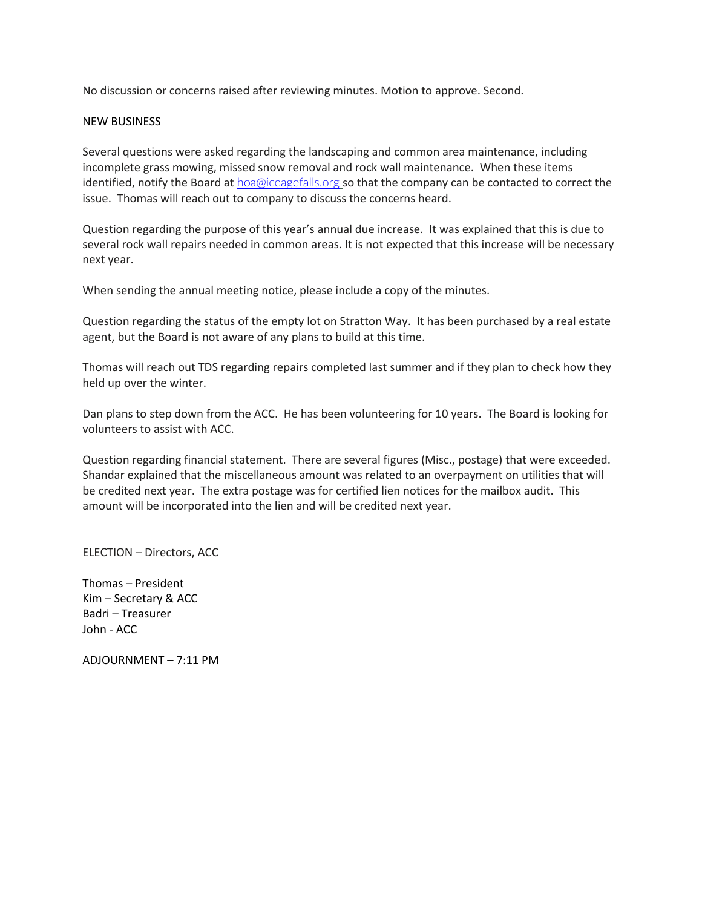No discussion or concerns raised after reviewing minutes. Motion to approve. Second.

NEW BUSINESS

Several questions were asked regarding the landscaping and common area maintenance, including incomplete grass mowing, missed snow removal and rock wall maintenance. When these items identified, notify the Board at hoa@iceagefalls.org so that the company can be contacted to correct the issue. Thomas will reach out to company to discuss the concerns heard.

Question regarding the purpose of this year's annual due increase. It was explained that this is due to several rock wall repairs needed in common areas. It is not expected that this increase will be necessary next year.

When sending the annual meeting notice, please include a copy of the minutes.

Question regarding the status of the empty lot on Stratton Way. It has been purchased by a real estate agent, but the Board is not aware of any plans to build at this time.

Thomas will reach out TDS regarding repairs completed last summer and if they plan to check how they held up over the winter.

Dan plans to step down from the ACC. He has been volunteering for 10 years. The Board is looking for volunteers to assist with ACC.

Question regarding financial statement. There are several figures (Misc., postage) that were exceeded. Shandar explained that the miscellaneous amount was related to an overpayment on utilities that will be credited next year. The extra postage was for certified lien notices for the mailbox audit. This amount will be incorporated into the lien and will be credited next year.

ELECTION – Directors, ACC

Thomas – President
Kim – Secretary & ACC
Badri – Treasurer
John - ACC

ADJOURNMENT – 7:11 PM